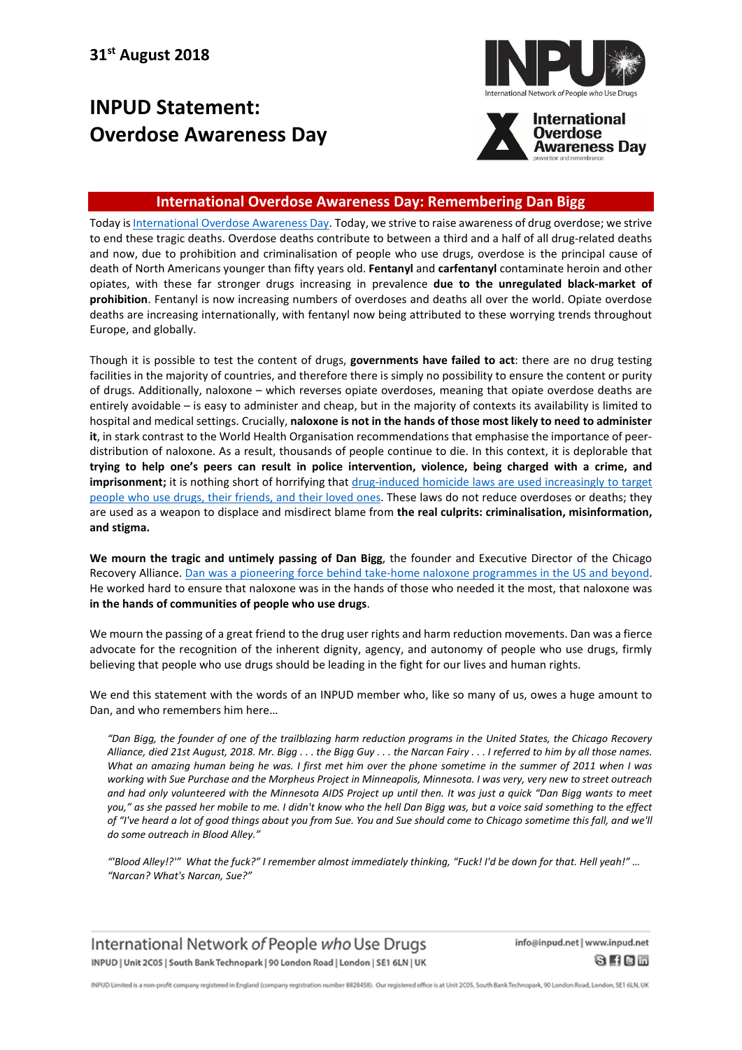31st August 2018

# INPUD Statement: Overdose Awareness Day

## International Overdose Awareness Day: Remembering Dan Bigg

Today is International Overdose Awareness Day. Today, we strive to raise awareness of drug overdose; we strive to end these tragic deaths. Overdose deaths contribute to between a third and a half of all drug-related deaths and now, due to prohibition and criminalisation of people who use drugs, overdose is the principal cause of death of North Americans younger than fifty years old. **Fentanyl** and **carfentanyl** contaminate heroin and other opiates, with these far stronger drugs increasing in prevalence **due to the unregulated black-market of prohibition**. Fentanyl is now increasing numbers of overdoses and deaths all over the world. Opiate overdose deaths are increasing internationally, with fentanyl now being attributed to these worrying trends throughout Europe, and globally.

Though it is possible to test the content of drugs, **governments have failed to act**: there are no drug testing facilities in the majority of countries, and therefore there is simply no possibility to ensure the content or purity of drugs. Additionally, naloxone – which reverses opiate overdoses, meaning that opiate overdose deaths are entirely avoidable – is easy to administer and cheap, but in the majority of contexts its availability is limited to hospital and medical settings. Crucially, **naloxone is not in the hands of those most likely to need to administer it**, in stark contrast to the World Health Organisation recommendations that emphasise the importance of peer-distribution of naloxone. As a result, thousands of people continue to die. In this context, it is deplorable that **trying to help one's peers can result in police intervention, violence, being charged with a crime, and imprisonment;** it is nothing short of horrifying that drug-induced homicide laws are used increasingly to target people who use drugs, their friends, and their loved ones. These laws do not reduce overdoses or deaths; they are used as a weapon to displace and misdirect blame from **the real culprits: criminalisation, misinformation, and stigma.**

**We mourn the tragic and untimely passing of Dan Bigg**, the founder and Executive Director of the Chicago Recovery Alliance. Dan was a pioneering force behind take-home naloxone programmes in the US and beyond. He worked hard to ensure that naloxone was in the hands of those who needed it the most, that naloxone was **in the hands of communities of people who use drugs**.

We mourn the passing of a great friend to the drug user rights and harm reduction movements. Dan was a fierce advocate for the recognition of the inherent dignity, agency, and autonomy of people who use drugs, firmly believing that people who use drugs should be leading in the fight for our lives and human rights.

We end this statement with the words of an INPUD member who, like so many of us, owes a huge amount to Dan, and who remembers him here…

> *"Dan Bigg, the founder of one of the trailblazing harm reduction programs in the United States, the Chicago Recovery Alliance, died 21st August, 2018. Mr. Bigg . . . the Bigg Guy . . . the Narcan Fairy . . . I referred to him by all those names. What an amazing human being he was. I first met him over the phone sometime in the summer of 2011 when I was working with Sue Purchase and the Morpheus Project in Minneapolis, Minnesota. I was very, very new to street outreach and had only volunteered with the Minnesota AIDS Project up until then. It was just a quick "Dan Bigg wants to meet you," as she passed her mobile to me. I didn't know who the hell Dan Bigg was, but a voice said something to the effect of "I've heard a lot of good things about you from Sue. You and Sue should come to Chicago sometime this fall, and we'll do some outreach in Blood Alley."*
>
> *"'Blood Alley!?'" What the fuck?" I remember almost immediately thinking, "Fuck! I'd be down for that. Hell yeah!" … "Narcan? What's Narcan, Sue?"*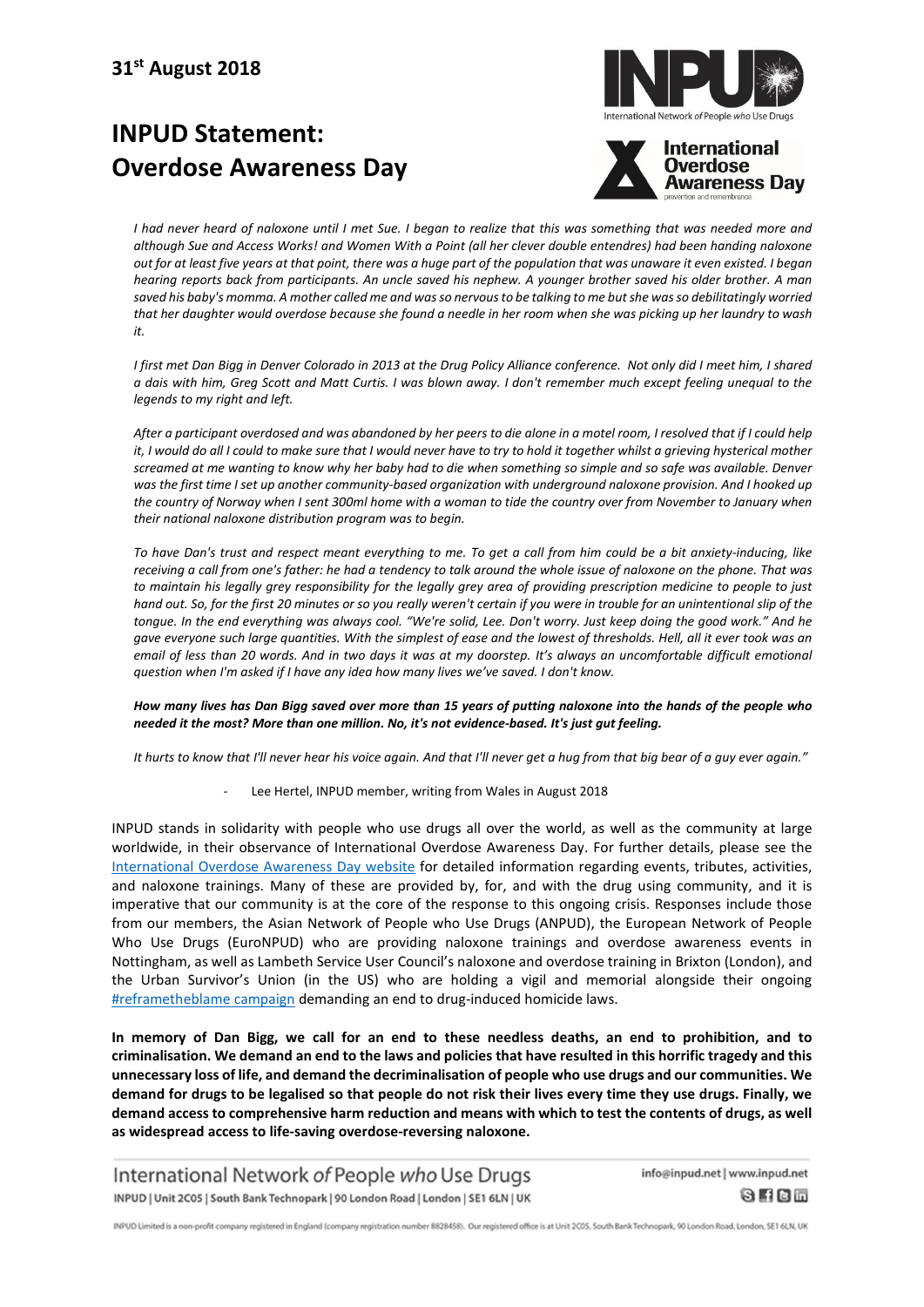**31st August 2018**

# INPUD Statement: Overdose Awareness Day

*I had never heard of naloxone until I met Sue. I began to realize that this was something that was needed more and although Sue and Access Works! and Women With a Point (all her clever double entendres) had been handing naloxone out for at least five years at that point, there was a huge part of the population that was unaware it even existed. I began hearing reports back from participants. An uncle saved his nephew. A younger brother saved his older brother. A man saved his baby's momma. A mother called me and was so nervous to be talking to me but she was so debilitatingly worried that her daughter would overdose because she found a needle in her room when she was picking up her laundry to wash it.*

*I first met Dan Bigg in Denver Colorado in 2013 at the Drug Policy Alliance conference. Not only did I meet him, I shared a dais with him, Greg Scott and Matt Curtis. I was blown away. I don't remember much except feeling unequal to the legends to my right and left.*

*After a participant overdosed and was abandoned by her peers to die alone in a motel room, I resolved that if I could help it, I would do all I could to make sure that I would never have to try to hold it together whilst a grieving hysterical mother screamed at me wanting to know why her baby had to die when something so simple and so safe was available. Denver was the first time I set up another community-based organization with underground naloxone provision. And I hooked up the country of Norway when I sent 300ml home with a woman to tide the country over from November to January when their national naloxone distribution program was to begin.*

*To have Dan's trust and respect meant everything to me. To get a call from him could be a bit anxiety-inducing, like receiving a call from one's father: he had a tendency to talk around the whole issue of naloxone on the phone. That was to maintain his legally grey responsibility for the legally grey area of providing prescription medicine to people to just hand out. So, for the first 20 minutes or so you really weren't certain if you were in trouble for an unintentional slip of the tongue. In the end everything was always cool. "We're solid, Lee. Don't worry. Just keep doing the good work." And he gave everyone such large quantities. With the simplest of ease and the lowest of thresholds. Hell, all it ever took was an email of less than 20 words. And in two days it was at my doorstep. It's always an uncomfortable difficult emotional question when I'm asked if I have any idea how many lives we've saved. I don't know.*

***How many lives has Dan Bigg saved over more than 15 years of putting naloxone into the hands of the people who needed it the most? More than one million. No, it's not evidence-based. It's just gut feeling.***

*It hurts to know that I'll never hear his voice again. And that I'll never get a hug from that big bear of a guy ever again."*

- Lee Hertel, INPUD member, writing from Wales in August 2018

INPUD stands in solidarity with people who use drugs all over the world, as well as the community at large worldwide, in their observance of International Overdose Awareness Day. For further details, please see the International Overdose Awareness Day website for detailed information regarding events, tributes, activities, and naloxone trainings. Many of these are provided by, for, and with the drug using community, and it is imperative that our community is at the core of the response to this ongoing crisis. Responses include those from our members, the Asian Network of People who Use Drugs (ANPUD), the European Network of People Who Use Drugs (EuroNPUD) who are providing naloxone trainings and overdose awareness events in Nottingham, as well as Lambeth Service User Council's naloxone and overdose training in Brixton (London), and the Urban Survivor's Union (in the US) who are holding a vigil and memorial alongside their ongoing #reframetheblame campaign demanding an end to drug-induced homicide laws.

**In memory of Dan Bigg, we call for an end to these needless deaths, an end to prohibition, and to criminalisation. We demand an end to the laws and policies that have resulted in this horrific tragedy and this unnecessary loss of life, and demand the decriminalisation of people who use drugs and our communities. We demand for drugs to be legalised so that people do not risk their lives every time they use drugs. Finally, we demand access to comprehensive harm reduction and means with which to test the contents of drugs, as well as widespread access to life-saving overdose-reversing naloxone.**